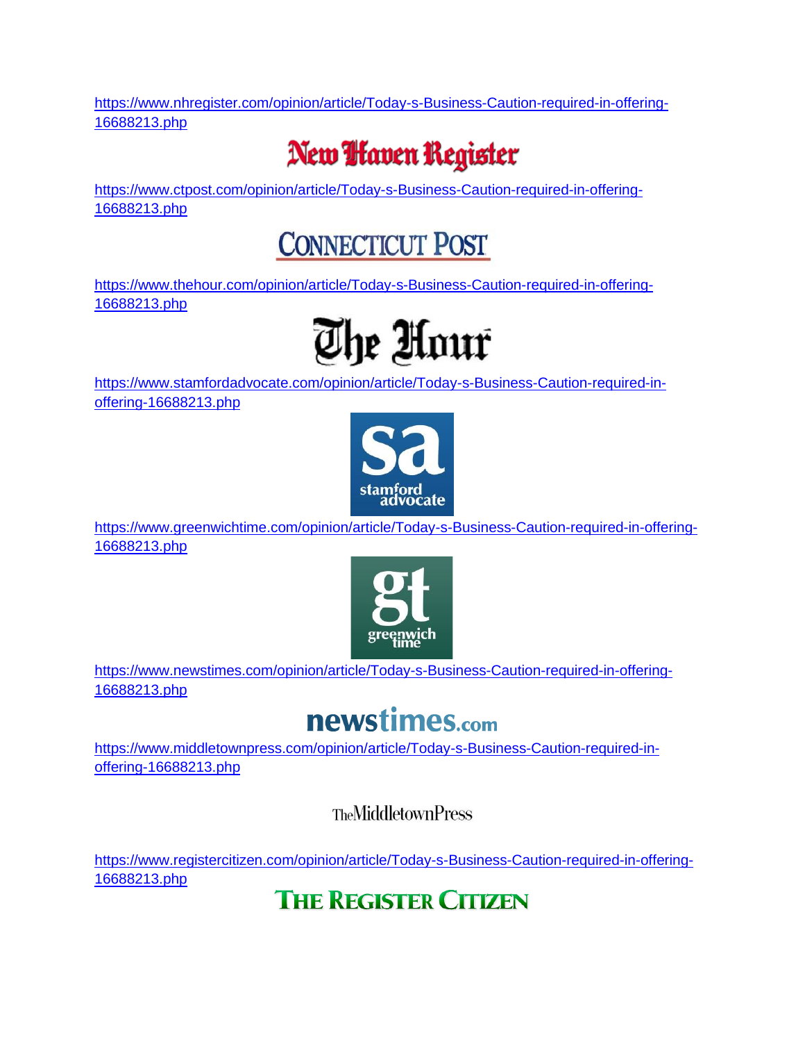https://www.nhregister.com/opinion/article/Today-s-Business-Caution-required-in-offering-16688213.php

New Haven Register

https://www.ctpost.com/opinion/article/Today-s-Business-Caution-required-in-offering-16688213.php

CONNECTICUT POST

https://www.thehour.com/opinion/article/Today-s-Business-Caution-required-in-offering-16688213.php

The Hour

https://www.stamfordadvocate.com/opinion/article/Today-s-Business-Caution-required-in-offering-16688213.php

sa stamford advocate

https://www.greenwichtime.com/opinion/article/Today-s-Business-Caution-required-in-offering-16688213.php

gt greenwich time

https://www.newstimes.com/opinion/article/Today-s-Business-Caution-required-in-offering-16688213.php

newstimes.com

https://www.middletownpress.com/opinion/article/Today-s-Business-Caution-required-in-offering-16688213.php

The Middletown Press

https://www.registercitizen.com/opinion/article/Today-s-Business-Caution-required-in-offering-16688213.php

THE REGISTER CITIZEN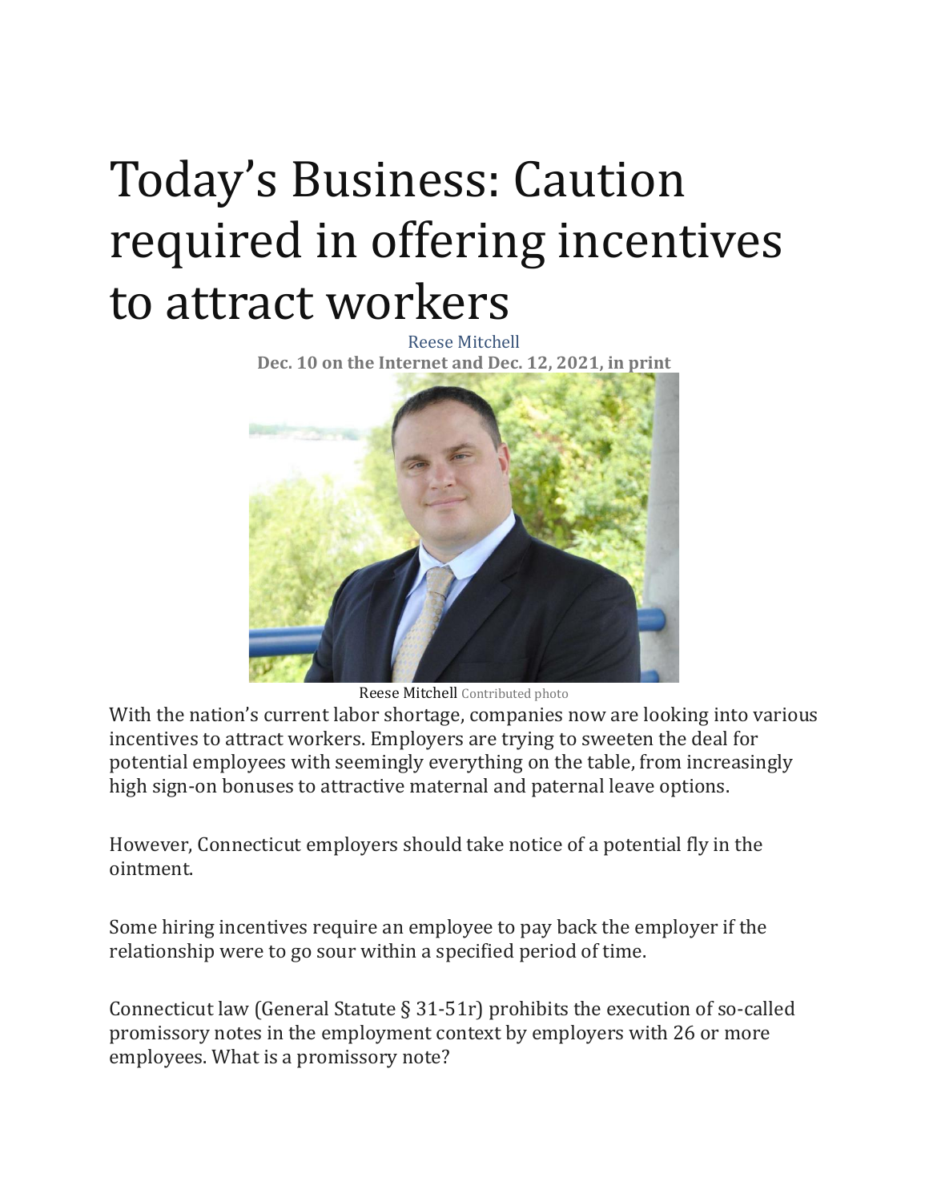# Today's Business: Caution required in offering incentives to attract workers

Reese Mitchell

**Dec. 10 on the Internet and Dec. 12, 2021, in print**

Reese Mitchell Contributed photo

With the nation's current labor shortage, companies now are looking into various incentives to attract workers. Employers are trying to sweeten the deal for potential employees with seemingly everything on the table, from increasingly high sign-on bonuses to attractive maternal and paternal leave options.

However, Connecticut employers should take notice of a potential fly in the ointment.

Some hiring incentives require an employee to pay back the employer if the relationship were to go sour within a specified period of time.

Connecticut law (General Statute § 31-51r) prohibits the execution of so-called promissory notes in the employment context by employers with 26 or more employees. What is a promissory note?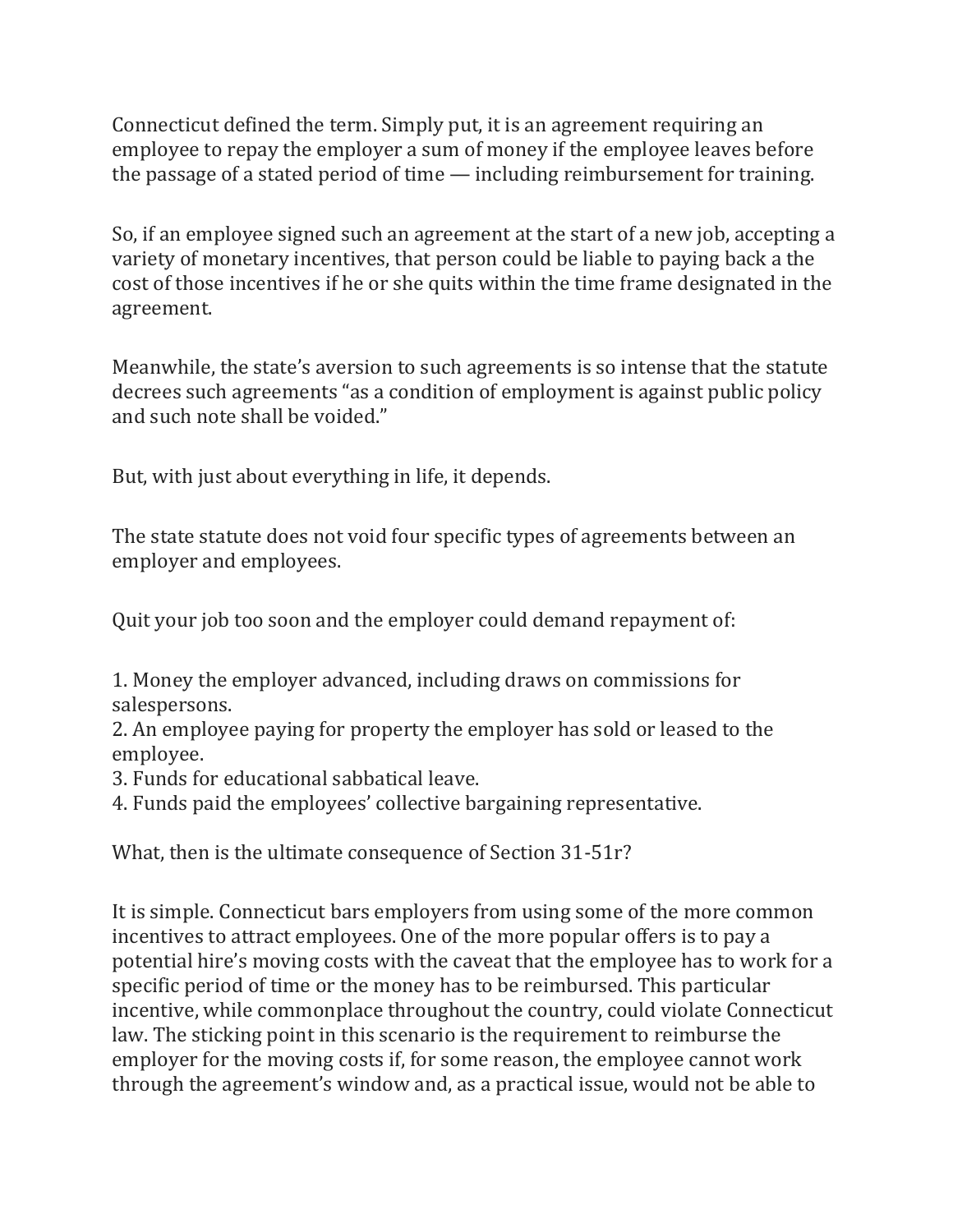Connecticut defined the term. Simply put, it is an agreement requiring an employee to repay the employer a sum of money if the employee leaves before the passage of a stated period of time — including reimbursement for training.

So, if an employee signed such an agreement at the start of a new job, accepting a variety of monetary incentives, that person could be liable to paying back a the cost of those incentives if he or she quits within the time frame designated in the agreement.

Meanwhile, the state's aversion to such agreements is so intense that the statute decrees such agreements "as a condition of employment is against public policy and such note shall be voided."

But, with just about everything in life, it depends.

The state statute does not void four specific types of agreements between an employer and employees.

Quit your job too soon and the employer could demand repayment of:

1. Money the employer advanced, including draws on commissions for salespersons.
2. An employee paying for property the employer has sold or leased to the employee.
3. Funds for educational sabbatical leave.
4. Funds paid the employees' collective bargaining representative.

What, then is the ultimate consequence of Section 31-51r?

It is simple. Connecticut bars employers from using some of the more common incentives to attract employees. One of the more popular offers is to pay a potential hire's moving costs with the caveat that the employee has to work for a specific period of time or the money has to be reimbursed. This particular incentive, while commonplace throughout the country, could violate Connecticut law. The sticking point in this scenario is the requirement to reimburse the employer for the moving costs if, for some reason, the employee cannot work through the agreement's window and, as a practical issue, would not be able to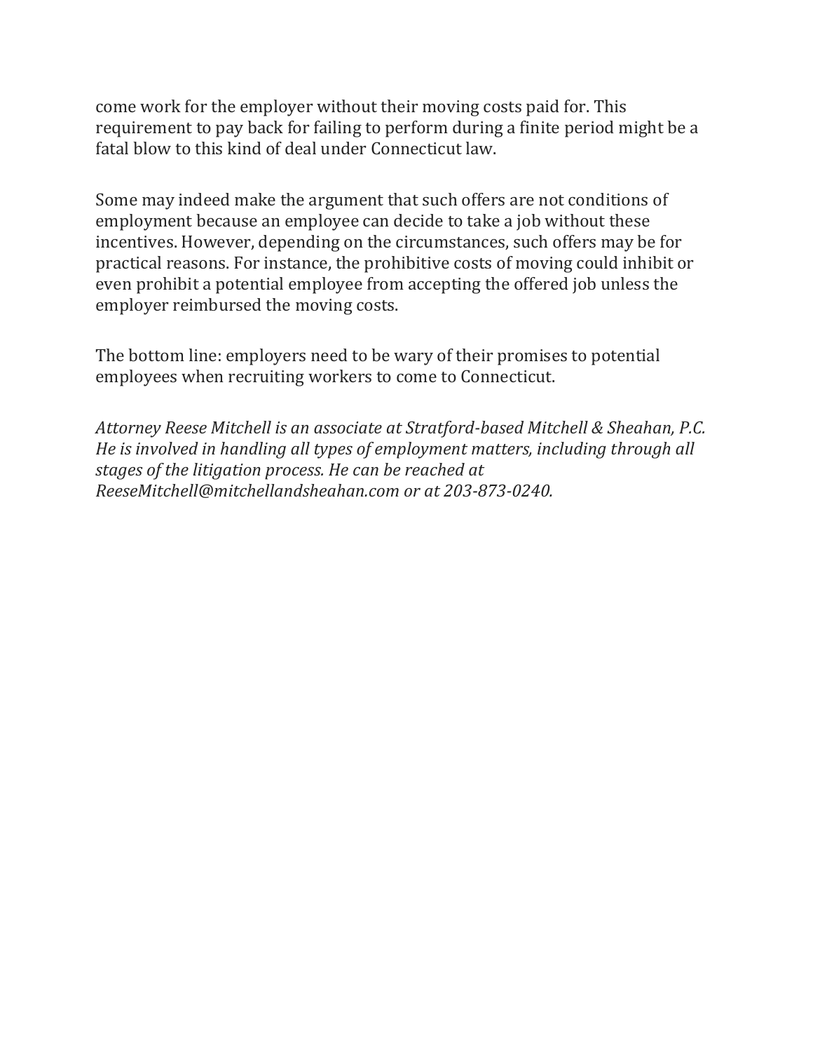come work for the employer without their moving costs paid for. This requirement to pay back for failing to perform during a finite period might be a fatal blow to this kind of deal under Connecticut law.

Some may indeed make the argument that such offers are not conditions of employment because an employee can decide to take a job without these incentives. However, depending on the circumstances, such offers may be for practical reasons. For instance, the prohibitive costs of moving could inhibit or even prohibit a potential employee from accepting the offered job unless the employer reimbursed the moving costs.

The bottom line: employers need to be wary of their promises to potential employees when recruiting workers to come to Connecticut.

*Attorney Reese Mitchell is an associate at Stratford-based Mitchell & Sheahan, P.C. He is involved in handling all types of employment matters, including through all stages of the litigation process. He can be reached at ReeseMitchell@mitchellandsheahan.com or at 203-873-0240.*